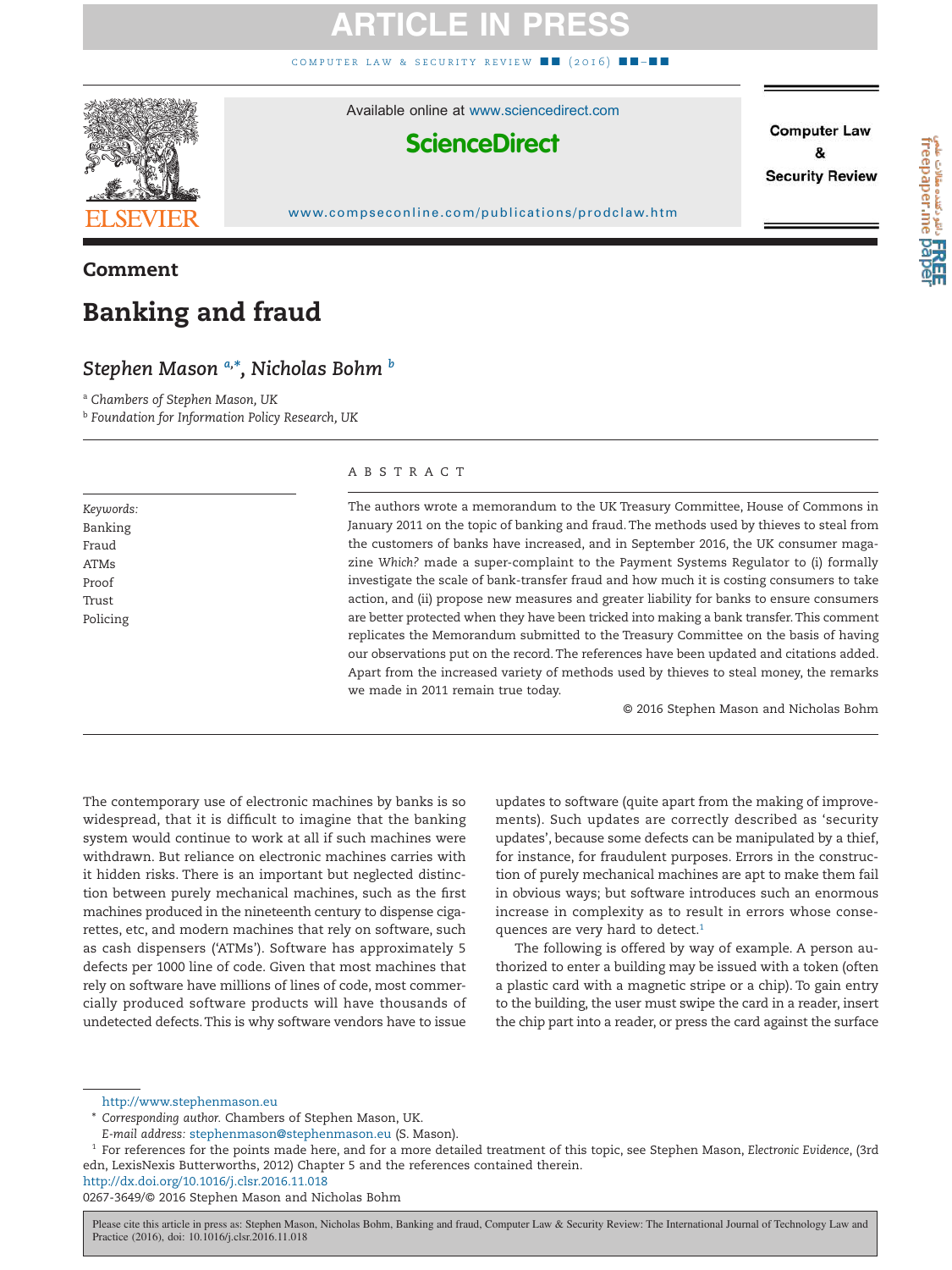Comment

# Banking and fraud

*Stephen Mason* [a,*], *Nicholas Bohm* [b]

[a] *Chambers of Stephen Mason, UK*

[b] *Foundation for Information Policy Research, UK*

*Keywords:*
Banking
Fraud
ATMs
Proof
Trust
Policing

## ABSTRACT

The authors wrote a memorandum to the UK Treasury Committee, House of Commons in January 2011 on the topic of banking and fraud. The methods used by thieves to steal from the customers of banks have increased, and in September 2016, the UK consumer magazine *Which?* made a super-complaint to the Payment Systems Regulator to (i) formally investigate the scale of bank-transfer fraud and how much it is costing consumers to take action, and (ii) propose new measures and greater liability for banks to ensure consumers are better protected when they have been tricked into making a bank transfer. This comment replicates the Memorandum submitted to the Treasury Committee on the basis of having our observations put on the record. The references have been updated and citations added. Apart from the increased variety of methods used by thieves to steal money, the remarks we made in 2011 remain true today.

© 2016 Stephen Mason and Nicholas Bohm

The contemporary use of electronic machines by banks is so widespread, that it is difficult to imagine that the banking system would continue to work at all if such machines were withdrawn. But reliance on electronic machines carries with it hidden risks. There is an important but neglected distinction between purely mechanical machines, such as the first machines produced in the nineteenth century to dispense cigarettes, etc, and modern machines that rely on software, such as cash dispensers ('ATMs'). Software has approximately 5 defects per 1000 line of code. Given that most machines that rely on software have millions of lines of code, most commercially produced software products will have thousands of undetected defects. This is why software vendors have to issue updates to software (quite apart from the making of improvements). Such updates are correctly described as 'security updates', because some defects can be manipulated by a thief, for instance, for fraudulent purposes. Errors in the construction of purely mechanical machines are apt to make them fail in obvious ways; but software introduces such an enormous increase in complexity as to result in errors whose consequences are very hard to detect.[1]

The following is offered by way of example. A person authorized to enter a building may be issued with a token (often a plastic card with a magnetic stripe or a chip). To gain entry to the building, the user must swipe the card in a reader, insert the chip part into a reader, or press the card against the surface

http://www.stephenmason.eu

* Corresponding author. Chambers of Stephen Mason, UK.
*E-mail address:* stephenmason@stephenmason.eu (S. Mason).

[1] For references for the points made here, and for a more detailed treatment of this topic, see Stephen Mason, *Electronic Evidence*, (3rd edn, LexisNexis Butterworths, 2012) Chapter 5 and the references contained therein.

http://dx.doi.org/10.1016/j.clsr.2016.11.018
0267-3649/© 2016 Stephen Mason and Nicholas Bohm

Please cite this article in press as: Stephen Mason, Nicholas Bohm, Banking and fraud, Computer Law & Security Review: The International Journal of Technology Law and Practice (2016), doi: 10.1016/j.clsr.2016.11.018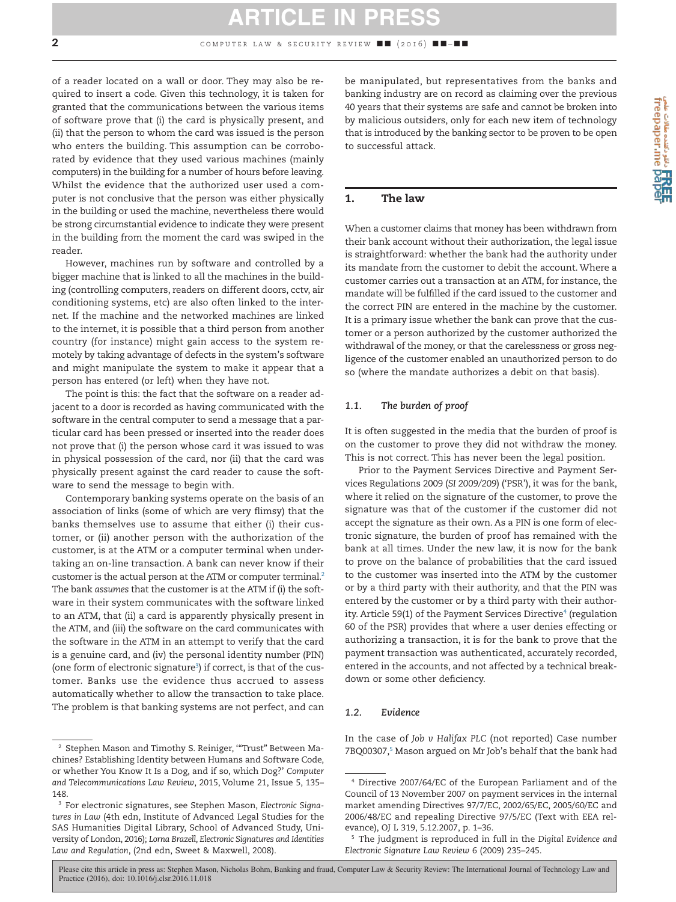of a reader located on a wall or door. They may also be required to insert a code. Given this technology, it is taken for granted that the communications between the various items of software prove that (i) the card is physically present, and (ii) that the person to whom the card was issued is the person who enters the building. This assumption can be corroborated by evidence that they used various machines (mainly computers) in the building for a number of hours before leaving. Whilst the evidence that the authorized user used a computer is not conclusive that the person was either physically in the building or used the machine, nevertheless there would be strong circumstantial evidence to indicate they were present in the building from the moment the card was swiped in the reader.

However, machines run by software and controlled by a bigger machine that is linked to all the machines in the building (controlling computers, readers on different doors, cctv, air conditioning systems, etc) are also often linked to the internet. If the machine and the networked machines are linked to the internet, it is possible that a third person from another country (for instance) might gain access to the system remotely by taking advantage of defects in the system's software and might manipulate the system to make it appear that a person has entered (or left) when they have not.

The point is this: the fact that the software on a reader adjacent to a door is recorded as having communicated with the software in the central computer to send a message that a particular card has been pressed or inserted into the reader does not prove that (i) the person whose card it was issued to was in physical possession of the card, nor (ii) that the card was physically present against the card reader to cause the software to send the message to begin with.

Contemporary banking systems operate on the basis of an association of links (some of which are very flimsy) that the banks themselves use to assume that either (i) their customer, or (ii) another person with the authorization of the customer, is at the ATM or a computer terminal when undertaking an on-line transaction. A bank can never know if their customer is the actual person at the ATM or computer terminal.[2] The bank *assumes* that the customer is at the ATM if (i) the software in their system communicates with the software linked to an ATM, that (ii) a card is apparently physically present in the ATM, and (iii) the software on the card communicates with the software in the ATM in an attempt to verify that the card is a genuine card, and (iv) the personal identity number (PIN) (one form of electronic signature[3]) if correct, is that of the customer. Banks use the evidence thus accrued to assess automatically whether to allow the transaction to take place. The problem is that banking systems are not perfect, and can be manipulated, but representatives from the banks and banking industry are on record as claiming over the previous 40 years that their systems are safe and cannot be broken into by malicious outsiders, only for each new item of technology that is introduced by the banking sector to be proven to be open to successful attack.

## 1. The law

When a customer claims that money has been withdrawn from their bank account without their authorization, the legal issue is straightforward: whether the bank had the authority under its mandate from the customer to debit the account. Where a customer carries out a transaction at an ATM, for instance, the mandate will be fulfilled if the card issued to the customer and the correct PIN are entered in the machine by the customer. It is a primary issue whether the bank can prove that the customer or a person authorized by the customer authorized the withdrawal of the money, or that the carelessness or gross negligence of the customer enabled an unauthorized person to do so (where the mandate authorizes a debit on that basis).

### 1.1. *The burden of proof*

It is often suggested in the media that the burden of proof is on the customer to prove they did not withdraw the money. This is not correct. This has never been the legal position.

Prior to the Payment Services Directive and Payment Services Regulations 2009 (*SI 2009/209*) ('PSR'), it was for the bank, where it relied on the signature of the customer, to prove the signature was that of the customer if the customer did not accept the signature as their own. As a PIN is one form of electronic signature, the burden of proof has remained with the bank at all times. Under the new law, it is now for the bank to prove on the balance of probabilities that the card issued to the customer was inserted into the ATM by the customer or by a third party with their authority, and that the PIN was entered by the customer or by a third party with their authority. Article 59(1) of the Payment Services Directive[4] (regulation 60 of the PSR) provides that where a user denies effecting or authorizing a transaction, it is for the bank to prove that the payment transaction was authenticated, accurately recorded, entered in the accounts, and not affected by a technical breakdown or some other deficiency.

### 1.2. *Evidence*

In the case of *Job v Halifax PLC* (not reported) Case number 7BQ00307,[5] Mason argued on Mr Job's behalf that the bank had

[2] Stephen Mason and Timothy S. Reiniger, '"Trust" Between Machines? Establishing Identity between Humans and Software Code, or whether You Know It Is a Dog, and if so, which Dog?' *Computer and Telecommunications Law Review*, 2015, Volume 21, Issue 5, 135–148.

[3] For electronic signatures, see Stephen Mason, *Electronic Signatures in Law* (4th edn, Institute of Advanced Legal Studies for the SAS Humanities Digital Library, School of Advanced Study, University of London, 2016); *Lorna Brazell, Electronic Signatures and Identities Law and Regulation*, (2nd edn, Sweet & Maxwell, 2008).

[4] Directive 2007/64/EC of the European Parliament and of the Council of 13 November 2007 on payment services in the internal market amending Directives 97/7/EC, 2002/65/EC, 2005/60/EC and 2006/48/EC and repealing Directive 97/5/EC (Text with EEA relevance), OJ L 319, 5.12.2007, p. 1–36.

[5] The judgment is reproduced in full in the *Digital Evidence and Electronic Signature Law Review* 6 (2009) 235–245.

Please cite this article in press as: Stephen Mason, Nicholas Bohm, Banking and fraud, Computer Law & Security Review: The International Journal of Technology Law and Practice (2016), doi: 10.1016/j.clsr.2016.11.018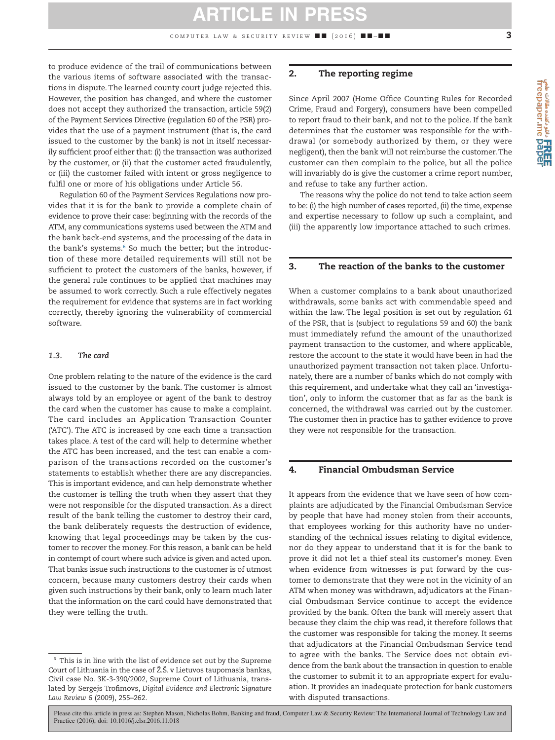to produce evidence of the trail of communications between the various items of software associated with the transactions in dispute. The learned county court judge rejected this. However, the position has changed, and where the customer does not accept they authorized the transaction, article 59(2) of the Payment Services Directive (regulation 60 of the PSR) provides that the use of a payment instrument (that is, the card issued to the customer by the bank) is not in itself necessarily sufficient proof either that: (i) the transaction was authorized by the customer, or (ii) that the customer acted fraudulently, or (iii) the customer failed with intent or gross negligence to fulfil one or more of his obligations under Article 56.

Regulation 60 of the Payment Services Regulations now provides that it is for the bank to provide a complete chain of evidence to prove their case: beginning with the records of the ATM, any communications systems used between the ATM and the bank back-end systems, and the processing of the data in the bank's systems.[6] So much the better; but the introduction of these more detailed requirements will still not be sufficient to protect the customers of the banks, however, if the general rule continues to be applied that machines may be assumed to work correctly. Such a rule effectively negates the requirement for evidence that systems are in fact working correctly, thereby ignoring the vulnerability of commercial software.

### 1.3. The card

One problem relating to the nature of the evidence is the card issued to the customer by the bank. The customer is almost always told by an employee or agent of the bank to destroy the card when the customer has cause to make a complaint. The card includes an Application Transaction Counter ('ATC'). The ATC is increased by one each time a transaction takes place. A test of the card will help to determine whether the ATC has been increased, and the test can enable a comparison of the transactions recorded on the customer's statements to establish whether there are any discrepancies. This is important evidence, and can help demonstrate whether the customer is telling the truth when they assert that they were not responsible for the disputed transaction. As a direct result of the bank telling the customer to destroy their card, the bank deliberately requests the destruction of evidence, knowing that legal proceedings may be taken by the customer to recover the money. For this reason, a bank can be held in contempt of court where such advice is given and acted upon. That banks issue such instructions to the customer is of utmost concern, because many customers destroy their cards when given such instructions by their bank, only to learn much later that the information on the card could have demonstrated that they were telling the truth.

[6] This is in line with the list of evidence set out by the Supreme Court of Lithuania in the case of Ž.Š. v Lietuvos taupomasis bankas, Civil case No. 3K-3-390/2002, Supreme Court of Lithuania, translated by Sergejs Trofimovs, *Digital Evidence and Electronic Signature Law Review* 6 (2009), 255–262.

## 2. The reporting regime

Since April 2007 (Home Office Counting Rules for Recorded Crime, Fraud and Forgery), consumers have been compelled to report fraud to their bank, and not to the police. If the bank determines that the customer was responsible for the withdrawal (or somebody authorized by them, or they were negligent), then the bank will not reimburse the customer. The customer can then complain to the police, but all the police will invariably do is give the customer a crime report number, and refuse to take any further action.

The reasons why the police do not tend to take action seem to be: (i) the high number of cases reported, (ii) the time, expense and expertise necessary to follow up such a complaint, and (iii) the apparently low importance attached to such crimes.

## 3. The reaction of the banks to the customer

When a customer complains to a bank about unauthorized withdrawals, some banks act with commendable speed and within the law. The legal position is set out by regulation 61 of the PSR, that is (subject to regulations 59 and 60) the bank must immediately refund the amount of the unauthorized payment transaction to the customer, and where applicable, restore the account to the state it would have been in had the unauthorized payment transaction not taken place. Unfortunately, there are a number of banks which do not comply with this requirement, and undertake what they call an 'investigation', only to inform the customer that as far as the bank is concerned, the withdrawal was carried out by the customer. The customer then in practice has to gather evidence to prove they were *not* responsible for the transaction.

## 4. Financial Ombudsman Service

It appears from the evidence that we have seen of how complaints are adjudicated by the Financial Ombudsman Service by people that have had money stolen from their accounts, that employees working for this authority have no understanding of the technical issues relating to digital evidence, nor do they appear to understand that it is for the bank to prove it did not let a thief steal its customer's money. Even when evidence from witnesses is put forward by the customer to demonstrate that they were not in the vicinity of an ATM when money was withdrawn, adjudicators at the Financial Ombudsman Service continue to accept the evidence provided by the bank. Often the bank will merely assert that because they claim the chip was read, it therefore follows that the customer was responsible for taking the money. It seems that adjudicators at the Financial Ombudsman Service tend to agree with the banks. The Service does not obtain evidence from the bank about the transaction in question to enable the customer to submit it to an appropriate expert for evaluation. It provides an inadequate protection for bank customers with disputed transactions.

Please cite this article in press as: Stephen Mason, Nicholas Bohm, Banking and fraud, Computer Law & Security Review: The International Journal of Technology Law and Practice (2016), doi: 10.1016/j.clsr.2016.11.018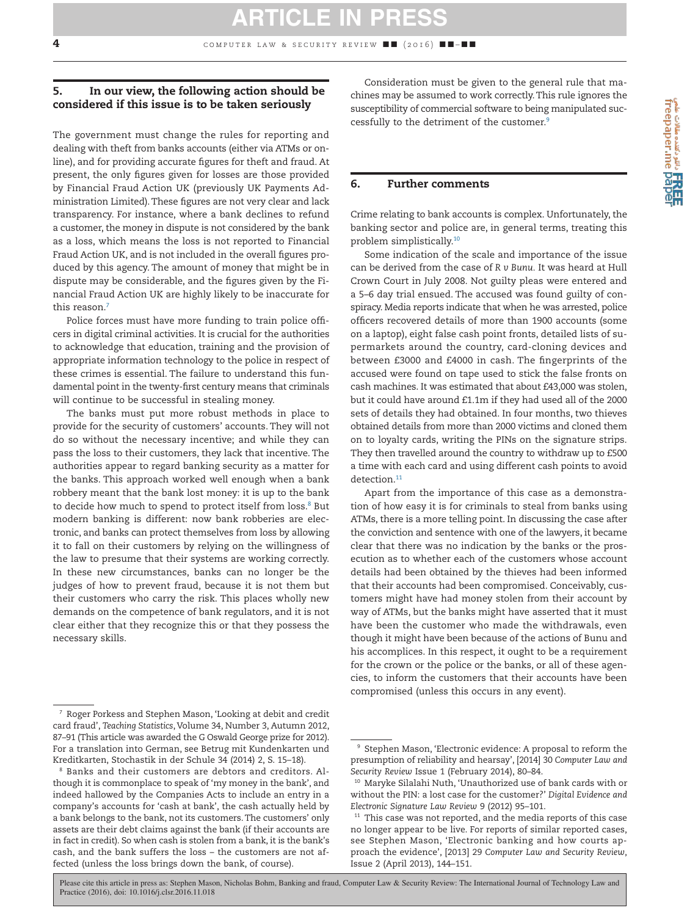## 5. In our view, the following action should be considered if this issue is to be taken seriously

The government must change the rules for reporting and dealing with theft from banks accounts (either via ATMs or online), and for providing accurate figures for theft and fraud. At present, the only figures given for losses are those provided by Financial Fraud Action UK (previously UK Payments Administration Limited). These figures are not very clear and lack transparency. For instance, where a bank declines to refund a customer, the money in dispute is not considered by the bank as a loss, which means the loss is not reported to Financial Fraud Action UK, and is not included in the overall figures produced by this agency. The amount of money that might be in dispute may be considerable, and the figures given by the Financial Fraud Action UK are highly likely to be inaccurate for this reason.[7]

Police forces must have more funding to train police officers in digital criminal activities. It is crucial for the authorities to acknowledge that education, training and the provision of appropriate information technology to the police in respect of these crimes is essential. The failure to understand this fundamental point in the twenty-first century means that criminals will continue to be successful in stealing money.

The banks must put more robust methods in place to provide for the security of customers' accounts. They will not do so without the necessary incentive; and while they can pass the loss to their customers, they lack that incentive. The authorities appear to regard banking security as a matter for the banks. This approach worked well enough when a bank robbery meant that the bank lost money: it is up to the bank to decide how much to spend to protect itself from loss.[8] But modern banking is different: now bank robberies are electronic, and banks can protect themselves from loss by allowing it to fall on their customers by relying on the willingness of the law to presume that their systems are working correctly. In these new circumstances, banks can no longer be the judges of how to prevent fraud, because it is not them but their customers who carry the risk. This places wholly new demands on the competence of bank regulators, and it is not clear either that they recognize this or that they possess the necessary skills.

Consideration must be given to the general rule that machines may be assumed to work correctly. This rule ignores the susceptibility of commercial software to being manipulated successfully to the detriment of the customer.[9]

## 6. Further comments

Crime relating to bank accounts is complex. Unfortunately, the banking sector and police are, in general terms, treating this problem simplistically.[10]

Some indication of the scale and importance of the issue can be derived from the case of *R v Bunu*. It was heard at Hull Crown Court in July 2008. Not guilty pleas were entered and a 5–6 day trial ensued. The accused was found guilty of conspiracy. Media reports indicate that when he was arrested, police officers recovered details of more than 1900 accounts (some on a laptop), eight false cash point fronts, detailed lists of supermarkets around the country, card-cloning devices and between £3000 and £4000 in cash. The fingerprints of the accused were found on tape used to stick the false fronts on cash machines. It was estimated that about £43,000 was stolen, but it could have around £1.1m if they had used all of the 2000 sets of details they had obtained. In four months, two thieves obtained details from more than 2000 victims and cloned them on to loyalty cards, writing the PINs on the signature strips. They then travelled around the country to withdraw up to £500 a time with each card and using different cash points to avoid detection.[11]

Apart from the importance of this case as a demonstration of how easy it is for criminals to steal from banks using ATMs, there is a more telling point. In discussing the case after the conviction and sentence with one of the lawyers, it became clear that there was no indication by the banks or the prosecution as to whether each of the customers whose account details had been obtained by the thieves had been informed that their accounts had been compromised. Conceivably, customers might have had money stolen from their account by way of ATMs, but the banks might have asserted that it must have been the customer who made the withdrawals, even though it might have been because of the actions of Bunu and his accomplices. In this respect, it ought to be a requirement for the crown or the police or the banks, or all of these agencies, to inform the customers that their accounts have been compromised (unless this occurs in any event).

---

[7] Roger Porkess and Stephen Mason, 'Looking at debit and credit card fraud', *Teaching Statistics*, Volume 34, Number 3, Autumn 2012, 87–91 (This article was awarded the G Oswald George prize for 2012). For a translation into German, see Betrug mit Kundenkarten und Kreditkarten, Stochastik in der Schule 34 (2014) 2, S. 15–18).

[8] Banks and their customers are debtors and creditors. Although it is commonplace to speak of 'my money in the bank', and indeed hallowed by the Companies Acts to include an entry in a company's accounts for 'cash at bank', the cash actually held by a bank belongs to the bank, not its customers. The customers' only assets are their debt claims against the bank (if their accounts are in fact in credit). So when cash is stolen from a bank, it is the bank's cash, and the bank suffers the loss – the customers are not affected (unless the loss brings down the bank, of course).

[9] Stephen Mason, 'Electronic evidence: A proposal to reform the presumption of reliability and hearsay', [2014] 30 *Computer Law and Security Review* Issue 1 (February 2014), 80–84.

[10] Maryke Silalahi Nuth, 'Unauthorized use of bank cards with or without the PIN: a lost case for the customer?' *Digital Evidence and Electronic Signature Law Review* 9 (2012) 95–101.

[11] This case was not reported, and the media reports of this case no longer appear to be live. For reports of similar reported cases, see Stephen Mason, 'Electronic banking and how courts approach the evidence', [2013] 29 *Computer Law and Security Review*, Issue 2 (April 2013), 144–151.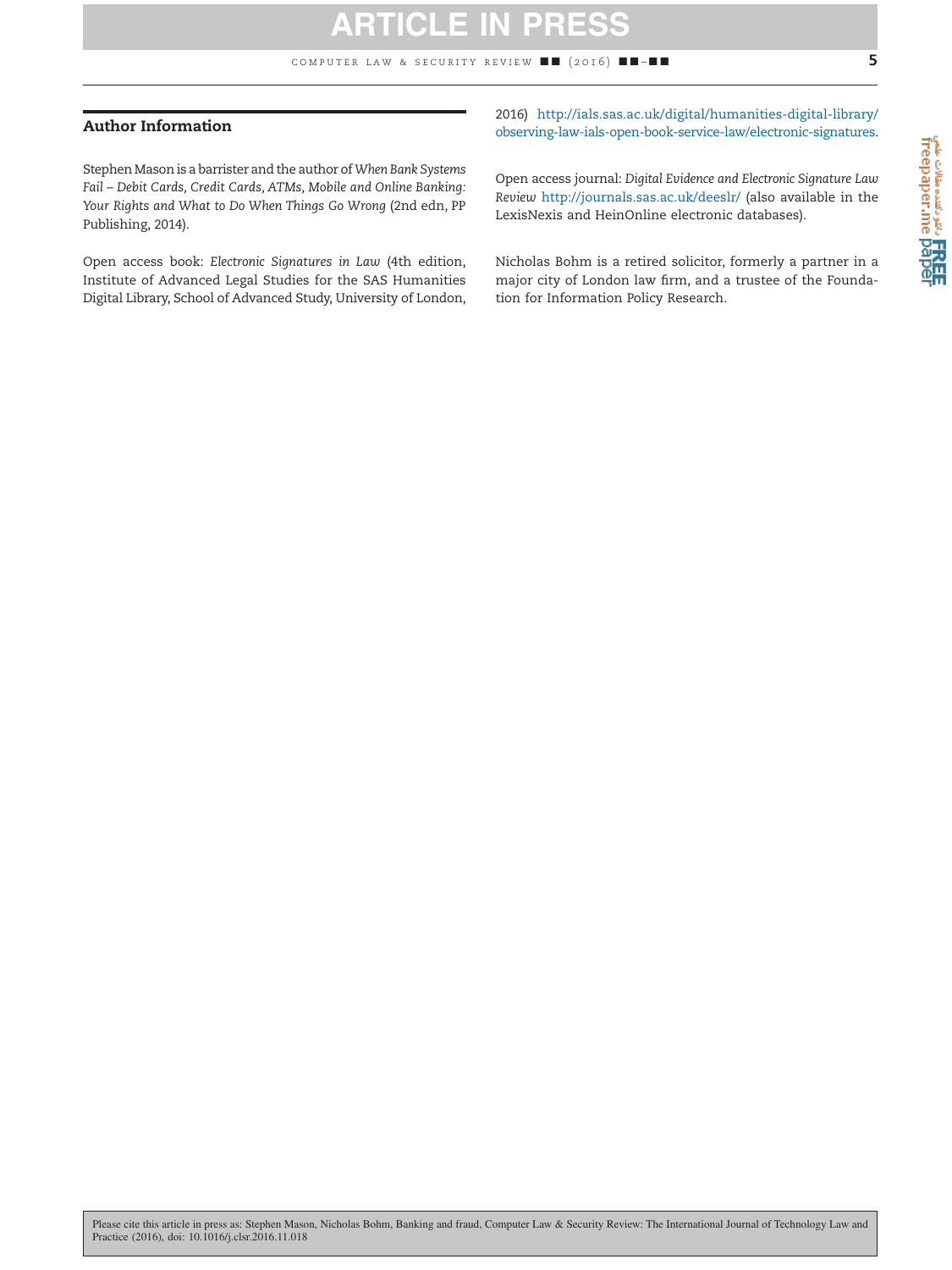## Author Information

Stephen Mason is a barrister and the author of *When Bank Systems Fail – Debit Cards, Credit Cards, ATMs, Mobile and Online Banking: Your Rights and What to Do When Things Go Wrong* (2nd edn, PP Publishing, 2014).

Open access book: *Electronic Signatures in Law* (4th edition, Institute of Advanced Legal Studies for the SAS Humanities Digital Library, School of Advanced Study, University of London, 2016) http://ials.sas.ac.uk/digital/humanities-digital-library/observing-law-ials-open-book-service-law/electronic-signatures.

Open access journal: *Digital Evidence and Electronic Signature Law Review* http://journals.sas.ac.uk/deeslr/ (also available in the LexisNexis and HeinOnline electronic databases).

Nicholas Bohm is a retired solicitor, formerly a partner in a major city of London law firm, and a trustee of the Foundation for Information Policy Research.

Please cite this article in press as: Stephen Mason, Nicholas Bohm, Banking and fraud, Computer Law & Security Review: The International Journal of Technology Law and Practice (2016), doi: 10.1016/j.clsr.2016.11.018